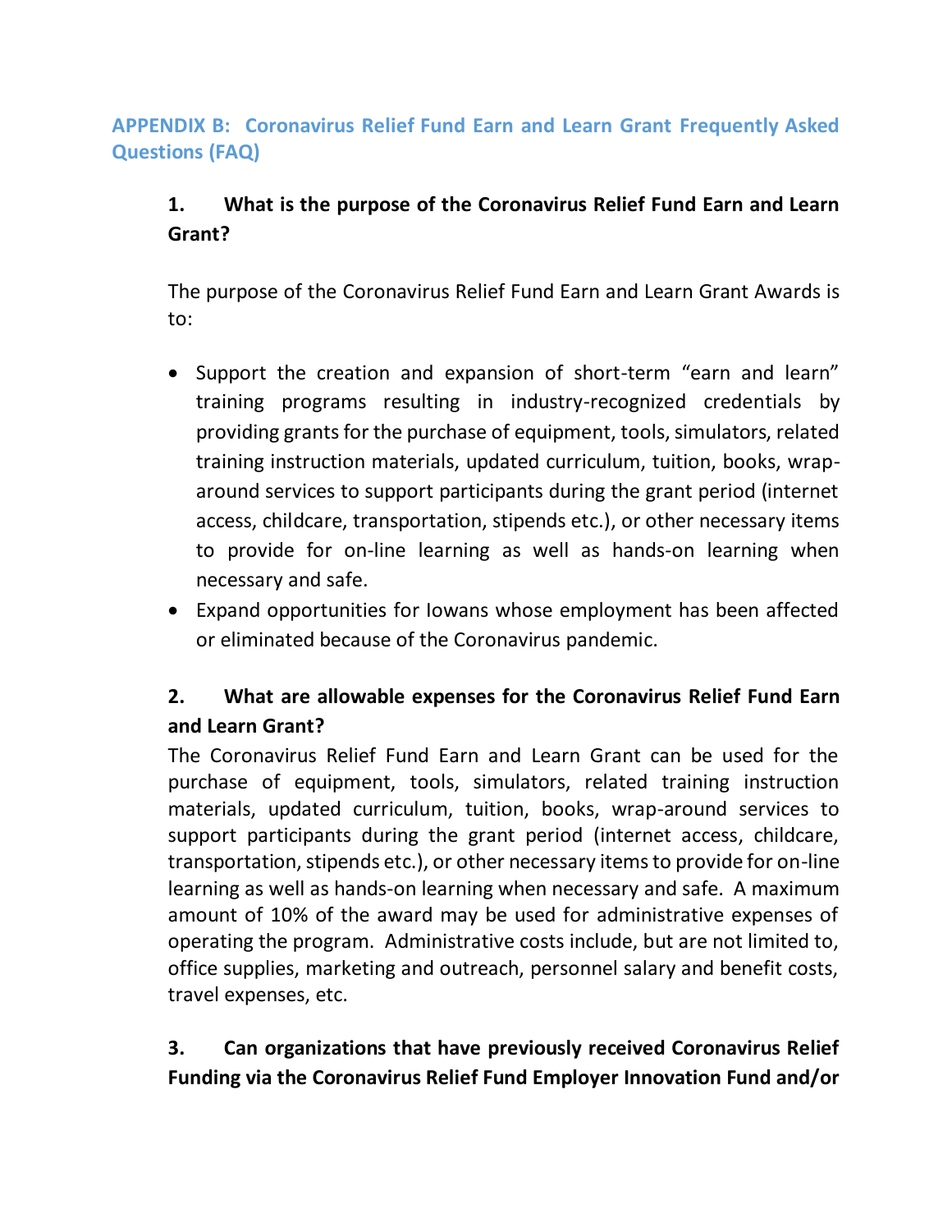## APPENDIX B: Coronavirus Relief Fund Earn and Learn Grant Frequently Asked Questions (FAQ)

### 1. What is the purpose of the Coronavirus Relief Fund Earn and Learn Grant?

The purpose of the Coronavirus Relief Fund Earn and Learn Grant Awards is to:

- Support the creation and expansion of short-term "earn and learn" training programs resulting in industry-recognized credentials by providing grants for the purchase of equipment, tools, simulators, related training instruction materials, updated curriculum, tuition, books, wrap-around services to support participants during the grant period (internet access, childcare, transportation, stipends etc.), or other necessary items to provide for on-line learning as well as hands-on learning when necessary and safe.
- Expand opportunities for Iowans whose employment has been affected or eliminated because of the Coronavirus pandemic.

### 2. What are allowable expenses for the Coronavirus Relief Fund Earn and Learn Grant?

The Coronavirus Relief Fund Earn and Learn Grant can be used for the purchase of equipment, tools, simulators, related training instruction materials, updated curriculum, tuition, books, wrap-around services to support participants during the grant period (internet access, childcare, transportation, stipends etc.), or other necessary items to provide for on-line learning as well as hands-on learning when necessary and safe. A maximum amount of 10% of the award may be used for administrative expenses of operating the program. Administrative costs include, but are not limited to, office supplies, marketing and outreach, personnel salary and benefit costs, travel expenses, etc.

### 3. Can organizations that have previously received Coronavirus Relief Funding via the Coronavirus Relief Fund Employer Innovation Fund and/or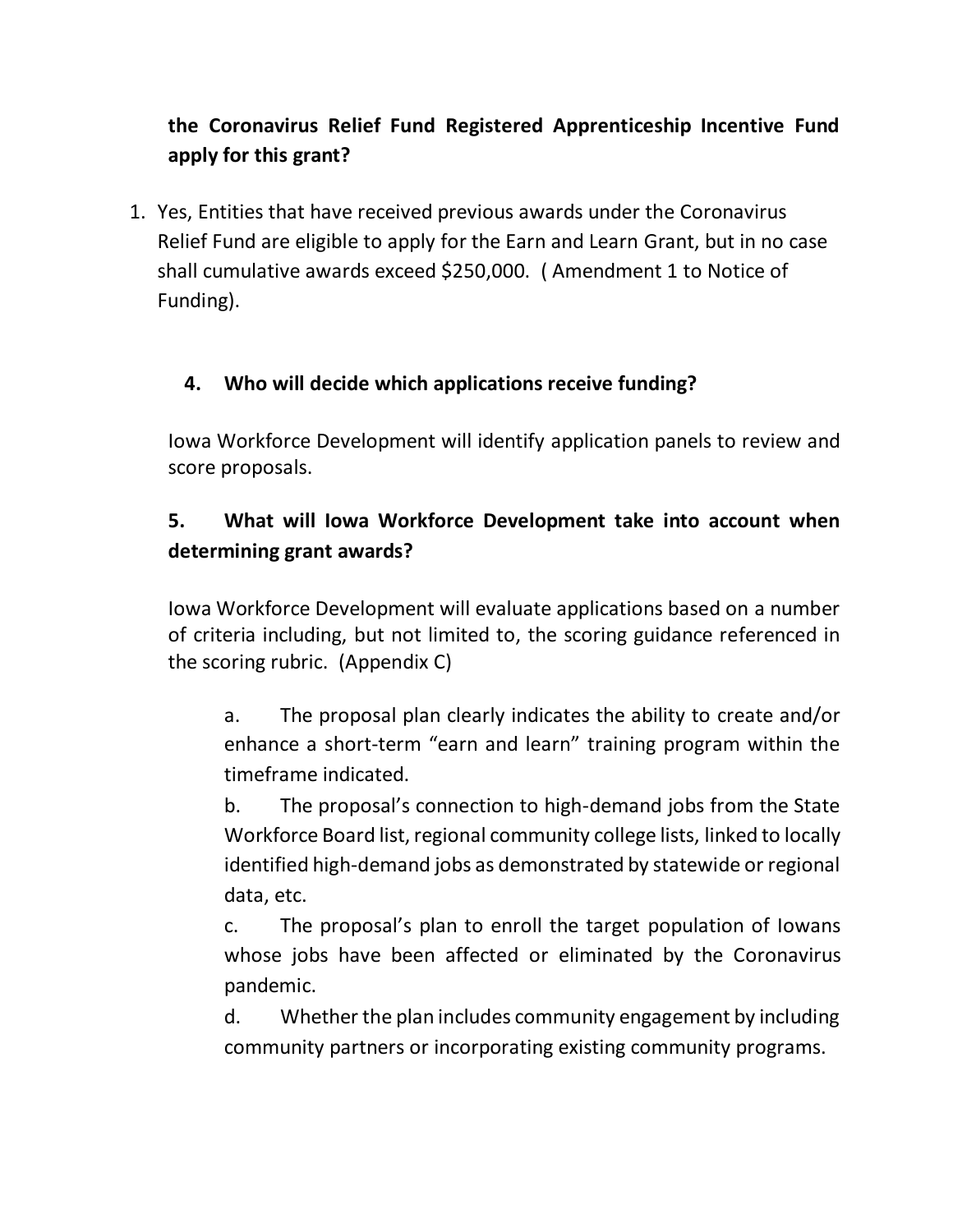**the Coronavirus Relief Fund Registered Apprenticeship Incentive Fund apply for this grant?**

1. Yes, Entities that have received previous awards under the Coronavirus Relief Fund are eligible to apply for the Earn and Learn Grant, but in no case shall cumulative awards exceed $250,000. ( Amendment 1 to Notice of Funding).

**4. Who will decide which applications receive funding?**

Iowa Workforce Development will identify application panels to review and score proposals.

**5. What will Iowa Workforce Development take into account when determining grant awards?**

Iowa Workforce Development will evaluate applications based on a number of criteria including, but not limited to, the scoring guidance referenced in the scoring rubric. (Appendix C)

a. The proposal plan clearly indicates the ability to create and/or enhance a short-term "earn and learn" training program within the timeframe indicated.

b. The proposal's connection to high-demand jobs from the State Workforce Board list, regional community college lists, linked to locally identified high-demand jobs as demonstrated by statewide or regional data, etc.

c. The proposal's plan to enroll the target population of Iowans whose jobs have been affected or eliminated by the Coronavirus pandemic.

d. Whether the plan includes community engagement by including community partners or incorporating existing community programs.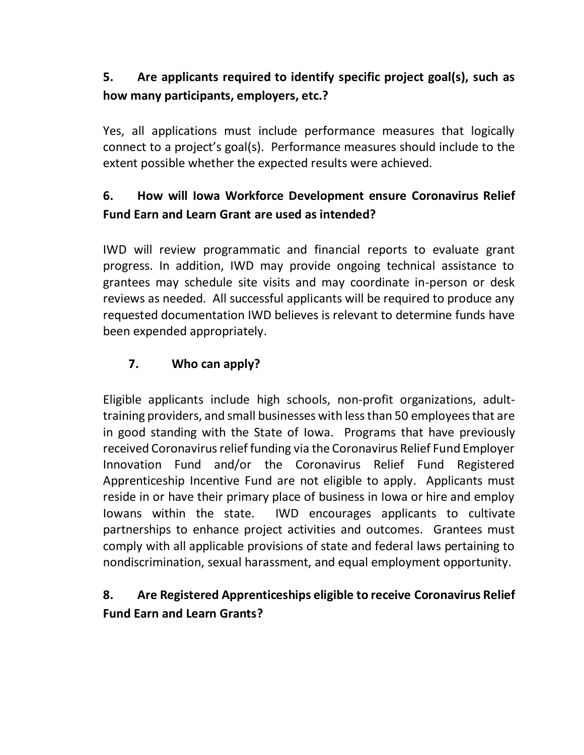**5. Are applicants required to identify specific project goal(s), such as how many participants, employers, etc.?**

Yes, all applications must include performance measures that logically connect to a project's goal(s). Performance measures should include to the extent possible whether the expected results were achieved.

**6. How will Iowa Workforce Development ensure Coronavirus Relief Fund Earn and Learn Grant are used as intended?**

IWD will review programmatic and financial reports to evaluate grant progress. In addition, IWD may provide ongoing technical assistance to grantees may schedule site visits and may coordinate in-person or desk reviews as needed. All successful applicants will be required to produce any requested documentation IWD believes is relevant to determine funds have been expended appropriately.

**7. Who can apply?**

Eligible applicants include high schools, non-profit organizations, adult-training providers, and small businesses with less than 50 employees that are in good standing with the State of Iowa. Programs that have previously received Coronavirus relief funding via the Coronavirus Relief Fund Employer Innovation Fund and/or the Coronavirus Relief Fund Registered Apprenticeship Incentive Fund are not eligible to apply. Applicants must reside in or have their primary place of business in Iowa or hire and employ Iowans within the state. IWD encourages applicants to cultivate partnerships to enhance project activities and outcomes. Grantees must comply with all applicable provisions of state and federal laws pertaining to nondiscrimination, sexual harassment, and equal employment opportunity.

**8. Are Registered Apprenticeships eligible to receive Coronavirus Relief Fund Earn and Learn Grants?**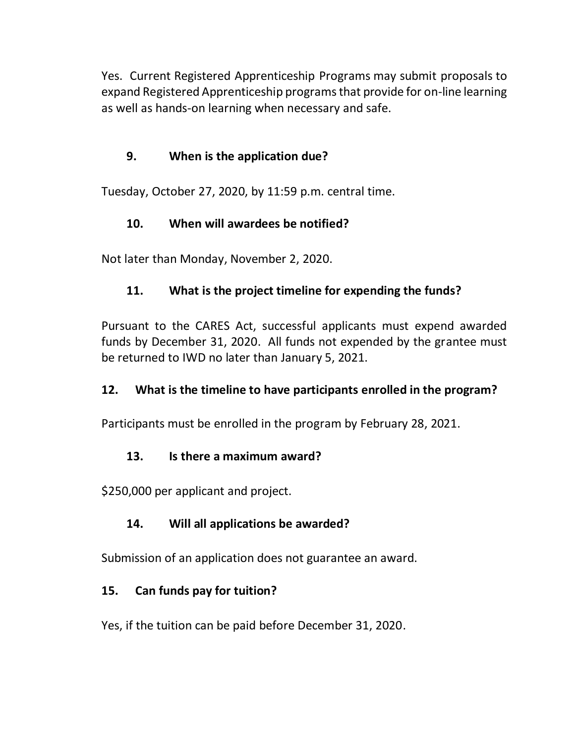Yes. Current Registered Apprenticeship Programs may submit proposals to expand Registered Apprenticeship programs that provide for on-line learning as well as hands-on learning when necessary and safe.

### 9. When is the application due?

Tuesday, October 27, 2020, by 11:59 p.m. central time.

### 10. When will awardees be notified?

Not later than Monday, November 2, 2020.

### 11. What is the project timeline for expending the funds?

Pursuant to the CARES Act, successful applicants must expend awarded funds by December 31, 2020. All funds not expended by the grantee must be returned to IWD no later than January 5, 2021.

### 12. What is the timeline to have participants enrolled in the program?

Participants must be enrolled in the program by February 28, 2021.

### 13. Is there a maximum award?

$250,000 per applicant and project.

### 14. Will all applications be awarded?

Submission of an application does not guarantee an award.

### 15. Can funds pay for tuition?

Yes, if the tuition can be paid before December 31, 2020.